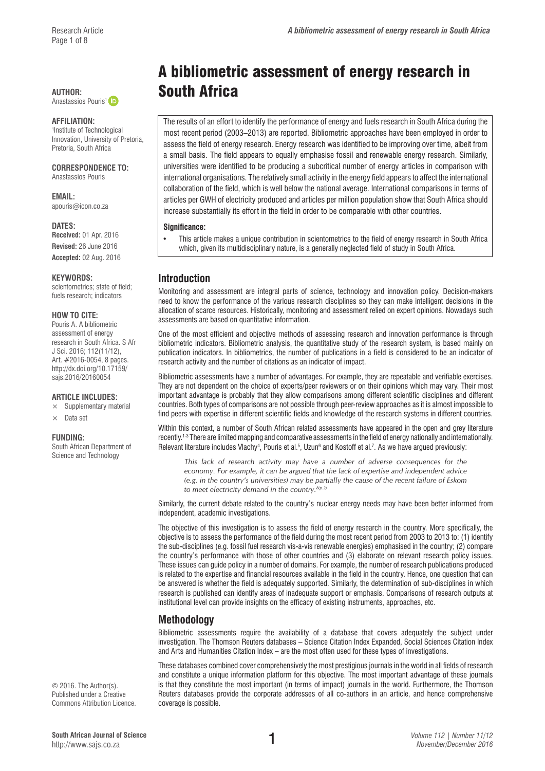# A bibliometric assessment of energy research in South Africa

**AUTHOR:**
Anastassios Pouris[1]

**AFFILIATION:**
[1]Institute of Technological Innovation, University of Pretoria, Pretoria, South Africa

**CORRESPONDENCE TO:**
Anastassios Pouris

**EMAIL:**
apouris@icon.co.za

**DATES:**
**Received:** 01 Apr. 2016
**Revised:** 26 June 2016
**Accepted:** 02 Aug. 2016

**KEYWORDS:**
scientometrics; state of field; fuels research; indicators

**HOW TO CITE:**
Pouris A. A bibliometric assessment of energy research in South Africa. S Afr J Sci. 2016; 112(11/12), Art. #2016-0054, 8 pages. http://dx.doi.org/10.17159/sajs.2016/20160054

**ARTICLE INCLUDES:**
× Supplementary material
× Data set

**FUNDING:**
South African Department of Science and Technology

© 2016. The Author(s). Published under a Creative Commons Attribution Licence.

The results of an effort to identify the performance of energy and fuels research in South Africa during the most recent period (2003–2013) are reported. Bibliometric approaches have been employed in order to assess the field of energy research. Energy research was identified to be improving over time, albeit from a small basis. The field appears to equally emphasise fossil and renewable energy research. Similarly, universities were identified to be producing a subcritical number of energy articles in comparison with international organisations. The relatively small activity in the energy field appears to affect the international collaboration of the field, which is well below the national average. International comparisons in terms of articles per GWH of electricity produced and articles per million population show that South Africa should increase substantially its effort in the field in order to be comparable with other countries.

**Significance:**

- This article makes a unique contribution in scientometrics to the field of energy research in South Africa which, given its multidisciplinary nature, is a generally neglected field of study in South Africa.

## Introduction

Monitoring and assessment are integral parts of science, technology and innovation policy. Decision-makers need to know the performance of the various research disciplines so they can make intelligent decisions in the allocation of scarce resources. Historically, monitoring and assessment relied on expert opinions. Nowadays such assessments are based on quantitative information.

One of the most efficient and objective methods of assessing research and innovation performance is through bibliometric indicators. Bibliometric analysis, the quantitative study of the research system, is based mainly on publication indicators. In bibliometrics, the number of publications in a field is considered to be an indicator of research activity and the number of citations as an indicator of impact.

Bibliometric assessments have a number of advantages. For example, they are repeatable and verifiable exercises. They are not dependent on the choice of experts/peer reviewers or on their opinions which may vary. Their most important advantage is probably that they allow comparisons among different scientific disciplines and different countries. Both types of comparisons are not possible through peer-review approaches as it is almost impossible to find peers with expertise in different scientific fields and knowledge of the research systems in different countries.

Within this context, a number of South African related assessments have appeared in the open and grey literature recently.[1-3] There are limited mapping and comparative assessments in the field of energy nationally and internationally. Relevant literature includes Vlachy[4], Pouris et al.[5], Uzun[6] and Kostoff et al.[7]. As we have argued previously:

> *This lack of research activity may have a number of adverse consequences for the economy. For example, it can be argued that the lack of expertise and independent advice (e.g. in the country's universities) may be partially the cause of the recent failure of Eskom to meet electricity demand in the country.*[8(p.2)]

Similarly, the current debate related to the country's nuclear energy needs may have been better informed from independent, academic investigations.

The objective of this investigation is to assess the field of energy research in the country. More specifically, the objective is to assess the performance of the field during the most recent period from 2003 to 2013 to: (1) identify the sub-disciplines (e.g. fossil fuel research vis-a-vis renewable energies) emphasised in the country; (2) compare the country's performance with those of other countries and (3) elaborate on relevant research policy issues. These issues can guide policy in a number of domains. For example, the number of research publications produced is related to the expertise and financial resources available in the field in the country. Hence, one question that can be answered is whether the field is adequately supported. Similarly, the determination of sub-disciplines in which research is published can identify areas of inadequate support or emphasis. Comparisons of research outputs at institutional level can provide insights on the efficacy of existing instruments, approaches, etc.

## Methodology

Bibliometric assessments require the availability of a database that covers adequately the subject under investigation. The Thomson Reuters databases – Science Citation Index Expanded, Social Sciences Citation Index and Arts and Humanities Citation Index – are the most often used for these types of investigations.

These databases combined cover comprehensively the most prestigious journals in the world in all fields of research and constitute a unique information platform for this objective. The most important advantage of these journals is that they constitute the most important (in terms of impact) journals in the world. Furthermore, the Thomson Reuters databases provide the corporate addresses of all co-authors in an article, and hence comprehensive coverage is possible.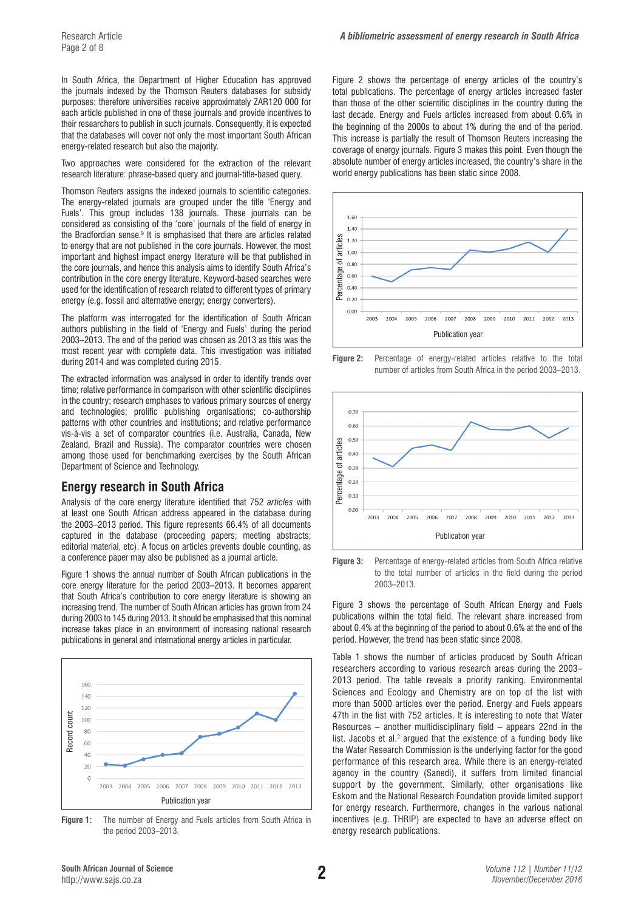In South Africa, the Department of Higher Education has approved the journals indexed by the Thomson Reuters databases for subsidy purposes; therefore universities receive approximately ZAR120 000 for each article published in one of these journals and provide incentives to their researchers to publish in such journals. Consequently, it is expected that the databases will cover not only the most important South African energy-related research but also the majority.

Two approaches were considered for the extraction of the relevant research literature: phrase-based query and journal-title-based query.

Thomson Reuters assigns the indexed journals to scientific categories. The energy-related journals are grouped under the title 'Energy and Fuels'. This group includes 138 journals. These journals can be considered as consisting of the 'core' journals of the field of energy in the Bradfordian sense.[9] It is emphasised that there are articles related to energy that are not published in the core journals. However, the most important and highest impact energy literature will be that published in the core journals, and hence this analysis aims to identify South Africa's contribution in the core energy literature. Keyword-based searches were used for the identification of research related to different types of primary energy (e.g. fossil and alternative energy; energy converters).

The platform was interrogated for the identification of South African authors publishing in the field of 'Energy and Fuels' during the period 2003–2013. The end of the period was chosen as 2013 as this was the most recent year with complete data. This investigation was initiated during 2014 and was completed during 2015.

The extracted information was analysed in order to identify trends over time; relative performance in comparison with other scientific disciplines in the country; research emphases to various primary sources of energy and technologies; prolific publishing organisations; co-authorship patterns with other countries and institutions; and relative performance vis-à-vis a set of comparator countries (i.e. Australia, Canada, New Zealand, Brazil and Russia). The comparator countries were chosen among those used for benchmarking exercises by the South African Department of Science and Technology.

## Energy research in South Africa

Analysis of the core energy literature identified that 752 *articles* with at least one South African address appeared in the database during the 2003–2013 period. This figure represents 66.4% of all documents captured in the database (proceeding papers; meeting abstracts; editorial material, etc). A focus on articles prevents double counting, as a conference paper may also be published as a journal article.

Figure 1 shows the annual number of South African publications in the core energy literature for the period 2003–2013. It becomes apparent that South Africa's contribution to core energy literature is showing an increasing trend. The number of South African articles has grown from 24 during 2003 to 145 during 2013. It should be emphasised that this nominal increase takes place in an environment of increasing national research publications in general and international energy articles in particular.

**Figure 1:** The number of Energy and Fuels articles from South Africa in the period 2003–2013.

Figure 2 shows the percentage of energy articles of the country's total publications. The percentage of energy articles increased faster than those of the other scientific disciplines in the country during the last decade. Energy and Fuels articles increased from about 0.6% in the beginning of the 2000s to about 1% during the end of the period. This increase is partially the result of Thomson Reuters increasing the coverage of energy journals. Figure 3 makes this point. Even though the absolute number of energy articles increased, the country's share in the world energy publications has been static since 2008.

**Figure 2:** Percentage of energy-related articles relative to the total number of articles from South Africa in the period 2003–2013.

**Figure 3:** Percentage of energy-related articles from South Africa relative to the total number of articles in the field during the period 2003–2013.

Figure 3 shows the percentage of South African Energy and Fuels publications within the total field. The relevant share increased from about 0.4% at the beginning of the period to about 0.6% at the end of the period. However, the trend has been static since 2008.

Table 1 shows the number of articles produced by South African researchers according to various research areas during the 2003–2013 period. The table reveals a priority ranking. Environmental Sciences and Ecology and Chemistry are on top of the list with more than 5000 articles over the period. Energy and Fuels appears 47th in the list with 752 articles. It is interesting to note that Water Resources – another multidisciplinary field – appears 22nd in the list. Jacobs et al.[2] argued that the existence of a funding body like the Water Research Commission is the underlying factor for the good performance of this research area. While there is an energy-related agency in the country (Sanedi), it suffers from limited financial support by the government. Similarly, other organisations like Eskom and the National Research Foundation provide limited support for energy research. Furthermore, changes in the various national incentives (e.g. THRIP) are expected to have an adverse effect on energy research publications.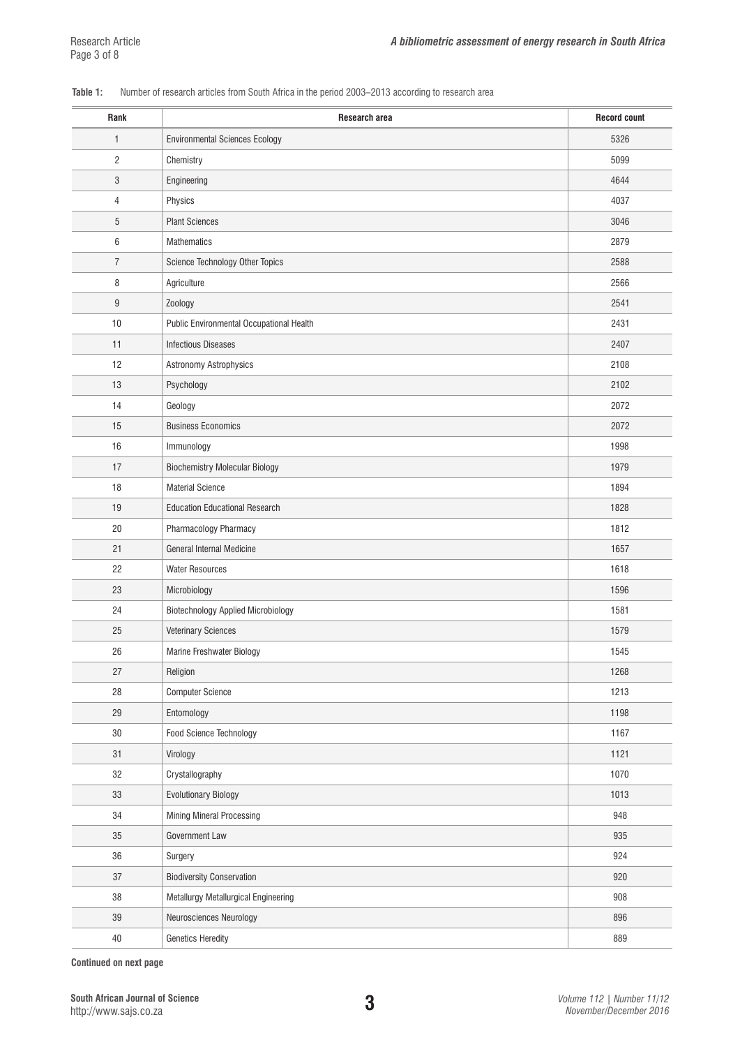**Table 1:** Number of research articles from South Africa in the period 2003–2013 according to research area

| Rank | Research area | Record count |
|---|---|---|
| 1 | Environmental Sciences Ecology | 5326 |
| 2 | Chemistry | 5099 |
| 3 | Engineering | 4644 |
| 4 | Physics | 4037 |
| 5 | Plant Sciences | 3046 |
| 6 | Mathematics | 2879 |
| 7 | Science Technology Other Topics | 2588 |
| 8 | Agriculture | 2566 |
| 9 | Zoology | 2541 |
| 10 | Public Environmental Occupational Health | 2431 |
| 11 | Infectious Diseases | 2407 |
| 12 | Astronomy Astrophysics | 2108 |
| 13 | Psychology | 2102 |
| 14 | Geology | 2072 |
| 15 | Business Economics | 2072 |
| 16 | Immunology | 1998 |
| 17 | Biochemistry Molecular Biology | 1979 |
| 18 | Material Science | 1894 |
| 19 | Education Educational Research | 1828 |
| 20 | Pharmacology Pharmacy | 1812 |
| 21 | General Internal Medicine | 1657 |
| 22 | Water Resources | 1618 |
| 23 | Microbiology | 1596 |
| 24 | Biotechnology Applied Microbiology | 1581 |
| 25 | Veterinary Sciences | 1579 |
| 26 | Marine Freshwater Biology | 1545 |
| 27 | Religion | 1268 |
| 28 | Computer Science | 1213 |
| 29 | Entomology | 1198 |
| 30 | Food Science Technology | 1167 |
| 31 | Virology | 1121 |
| 32 | Crystallography | 1070 |
| 33 | Evolutionary Biology | 1013 |
| 34 | Mining Mineral Processing | 948 |
| 35 | Government Law | 935 |
| 36 | Surgery | 924 |
| 37 | Biodiversity Conservation | 920 |
| 38 | Metallurgy Metallurgical Engineering | 908 |
| 39 | Neurosciences Neurology | 896 |
| 40 | Genetics Heredity | 889 |

**Continued on next page**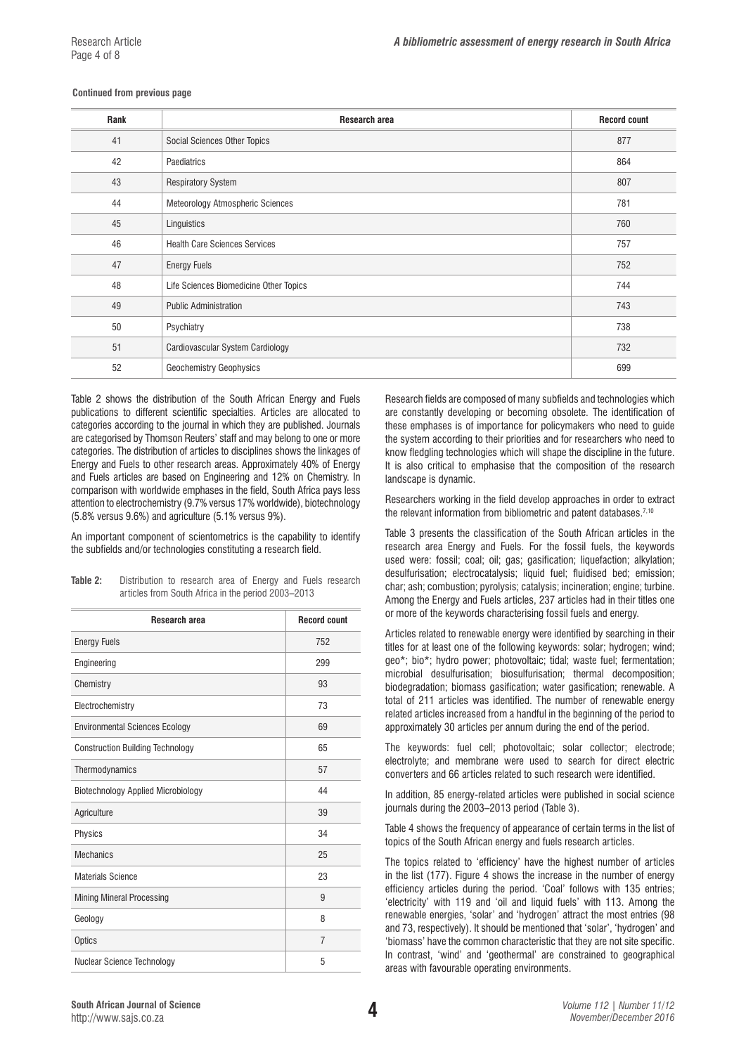**Continued from previous page**

| Rank | Research area | Record count |
|---|---|---|
| 41 | Social Sciences Other Topics | 877 |
| 42 | Paediatrics | 864 |
| 43 | Respiratory System | 807 |
| 44 | Meteorology Atmospheric Sciences | 781 |
| 45 | Linguistics | 760 |
| 46 | Health Care Sciences Services | 757 |
| 47 | Energy Fuels | 752 |
| 48 | Life Sciences Biomedicine Other Topics | 744 |
| 49 | Public Administration | 743 |
| 50 | Psychiatry | 738 |
| 51 | Cardiovascular System Cardiology | 732 |
| 52 | Geochemistry Geophysics | 699 |

Table 2 shows the distribution of the South African Energy and Fuels publications to different scientific specialties. Articles are allocated to categories according to the journal in which they are published. Journals are categorised by Thomson Reuters' staff and may belong to one or more categories. The distribution of articles to disciplines shows the linkages of Energy and Fuels to other research areas. Approximately 40% of Energy and Fuels articles are based on Engineering and 12% on Chemistry. In comparison with worldwide emphases in the field, South Africa pays less attention to electrochemistry (9.7% versus 17% worldwide), biotechnology (5.8% versus 9.6%) and agriculture (5.1% versus 9%).

An important component of scientometrics is the capability to identify the subfields and/or technologies constituting a research field.

**Table 2:** Distribution to research area of Energy and Fuels research articles from South Africa in the period 2003–2013

| Research area | Record count |
|---|---|
| Energy Fuels | 752 |
| Engineering | 299 |
| Chemistry | 93 |
| Electrochemistry | 73 |
| Environmental Sciences Ecology | 69 |
| Construction Building Technology | 65 |
| Thermodynamics | 57 |
| Biotechnology Applied Microbiology | 44 |
| Agriculture | 39 |
| Physics | 34 |
| Mechanics | 25 |
| Materials Science | 23 |
| Mining Mineral Processing | 9 |
| Geology | 8 |
| Optics | 7 |
| Nuclear Science Technology | 5 |

Research fields are composed of many subfields and technologies which are constantly developing or becoming obsolete. The identification of these emphases is of importance for policymakers who need to guide the system according to their priorities and for researchers who need to know fledgling technologies which will shape the discipline in the future. It is also critical to emphasise that the composition of the research landscape is dynamic.

Researchers working in the field develop approaches in order to extract the relevant information from bibliometric and patent databases.[7,10]

Table 3 presents the classification of the South African articles in the research area Energy and Fuels. For the fossil fuels, the keywords used were: fossil; coal; oil; gas; gasification; liquefaction; alkylation; desulfurisation; electrocatalysis; liquid fuel; fluidised bed; emission; char; ash; combustion; pyrolysis; catalysis; incineration; engine; turbine. Among the Energy and Fuels articles, 237 articles had in their titles one or more of the keywords characterising fossil fuels and energy.

Articles related to renewable energy were identified by searching in their titles for at least one of the following keywords: solar; hydrogen; wind; geo*; bio*; hydro power; photovoltaic; tidal; waste fuel; fermentation; microbial desulfurisation; biosulfurisation; thermal decomposition; biodegradation; biomass gasification; water gasification; renewable. A total of 211 articles was identified. The number of renewable energy related articles increased from a handful in the beginning of the period to approximately 30 articles per annum during the end of the period.

The keywords: fuel cell; photovoltaic; solar collector; electrode; electrolyte; and membrane were used to search for direct electric converters and 66 articles related to such research were identified.

In addition, 85 energy-related articles were published in social science journals during the 2003–2013 period (Table 3).

Table 4 shows the frequency of appearance of certain terms in the list of topics of the South African energy and fuels research articles.

The topics related to 'efficiency' have the highest number of articles in the list (177). Figure 4 shows the increase in the number of energy efficiency articles during the period. 'Coal' follows with 135 entries; 'electricity' with 119 and 'oil and liquid fuels' with 113. Among the renewable energies, 'solar' and 'hydrogen' attract the most entries (98 and 73, respectively). It should be mentioned that 'solar', 'hydrogen' and 'biomass' have the common characteristic that they are not site specific. In contrast, 'wind' and 'geothermal' are constrained to geographical areas with favourable operating environments.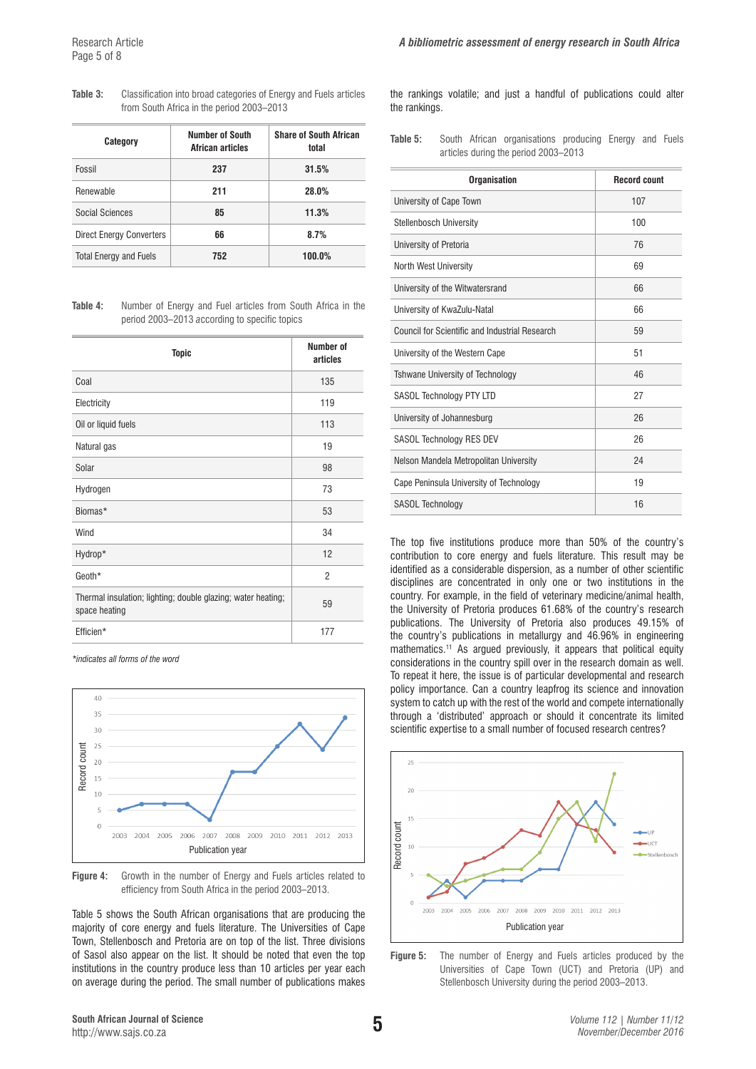**Table 3:** Classification into broad categories of Energy and Fuels articles from South Africa in the period 2003–2013

| Category | Number of South African articles | Share of South African total |
|---|---|---|
| Fossil | **237** | **31.5%** |
| Renewable | **211** | **28.0%** |
| Social Sciences | **85** | **11.3%** |
| Direct Energy Converters | **66** | **8.7%** |
| Total Energy and Fuels | **752** | **100.0%** |

**Table 4:** Number of Energy and Fuel articles from South Africa in the period 2003–2013 according to specific topics

| Topic | Number of articles |
|---|---|
| Coal | 135 |
| Electricity | 119 |
| Oil or liquid fuels | 113 |
| Natural gas | 19 |
| Solar | 98 |
| Hydrogen | 73 |
| Biomas* | 53 |
| Wind | 34 |
| Hydrop* | 12 |
| Geoth* | 2 |
| Thermal insulation; lighting; double glazing; water heating; space heating | 59 |
| Efficien* | 177 |

*indicates all forms of the word*

**Figure 4:** Growth in the number of Energy and Fuels articles related to efficiency from South Africa in the period 2003–2013.

Table 5 shows the South African organisations that are producing the majority of core energy and fuels literature. The Universities of Cape Town, Stellenbosch and Pretoria are on top of the list. Three divisions of Sasol also appear on the list. It should be noted that even the top institutions in the country produce less than 10 articles per year each on average during the period. The small number of publications makes the rankings volatile; and just a handful of publications could alter the rankings.

**Table 5:** South African organisations producing Energy and Fuels articles during the period 2003–2013

| Organisation | Record count |
|---|---|
| University of Cape Town | 107 |
| Stellenbosch University | 100 |
| University of Pretoria | 76 |
| North West University | 69 |
| University of the Witwatersrand | 66 |
| University of KwaZulu-Natal | 66 |
| Council for Scientific and Industrial Research | 59 |
| University of the Western Cape | 51 |
| Tshwane University of Technology | 46 |
| SASOL Technology PTY LTD | 27 |
| University of Johannesburg | 26 |
| SASOL Technology RES DEV | 26 |
| Nelson Mandela Metropolitan University | 24 |
| Cape Peninsula University of Technology | 19 |
| SASOL Technology | 16 |

The top five institutions produce more than 50% of the country's contribution to core energy and fuels literature. This result may be identified as a considerable dispersion, as a number of other scientific disciplines are concentrated in only one or two institutions in the country. For example, in the field of veterinary medicine/animal health, the University of Pretoria produces 61.68% of the country's research publications. The University of Pretoria also produces 49.15% of the country's publications in metallurgy and 46.96% in engineering mathematics.[11] As argued previously, it appears that political equity considerations in the country spill over in the research domain as well. To repeat it here, the issue is of particular developmental and research policy importance. Can a country leapfrog its science and innovation system to catch up with the rest of the world and compete internationally through a 'distributed' approach or should it concentrate its limited scientific expertise to a small number of focused research centres?

**Figure 5:** The number of Energy and Fuels articles produced by the Universities of Cape Town (UCT) and Pretoria (UP) and Stellenbosch University during the period 2003–2013.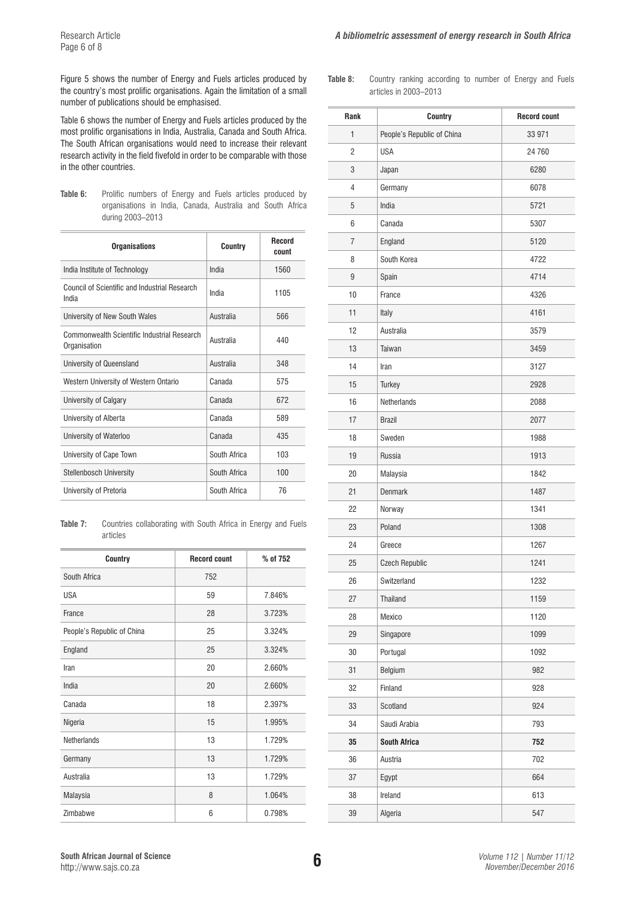Figure 5 shows the number of Energy and Fuels articles produced by the country's most prolific organisations. Again the limitation of a small number of publications should be emphasised.

Table 6 shows the number of Energy and Fuels articles produced by the most prolific organisations in India, Australia, Canada and South Africa. The South African organisations would need to increase their relevant research activity in the field fivefold in order to be comparable with those in the other countries.

**Table 6:** Prolific numbers of Energy and Fuels articles produced by organisations in India, Canada, Australia and South Africa during 2003–2013

| Organisations | Country | Record count |
|---|---|---|
| India Institute of Technology | India | 1560 |
| Council of Scientific and Industrial Research India | India | 1105 |
| University of New South Wales | Australia | 566 |
| Commonwealth Scientific Industrial Research Organisation | Australia | 440 |
| University of Queensland | Australia | 348 |
| Western University of Western Ontario | Canada | 575 |
| University of Calgary | Canada | 672 |
| University of Alberta | Canada | 589 |
| University of Waterloo | Canada | 435 |
| University of Cape Town | South Africa | 103 |
| Stellenbosch University | South Africa | 100 |
| University of Pretoria | South Africa | 76 |

**Table 7:** Countries collaborating with South Africa in Energy and Fuels articles

| Country | Record count | % of 752 |
|---|---|---|
| South Africa | 752 | |
| USA | 59 | 7.846% |
| France | 28 | 3.723% |
| People's Republic of China | 25 | 3.324% |
| England | 25 | 3.324% |
| Iran | 20 | 2.660% |
| India | 20 | 2.660% |
| Canada | 18 | 2.397% |
| Nigeria | 15 | 1.995% |
| Netherlands | 13 | 1.729% |
| Germany | 13 | 1.729% |
| Australia | 13 | 1.729% |
| Malaysia | 8 | 1.064% |
| Zimbabwe | 6 | 0.798% |

**Table 8:** Country ranking according to number of Energy and Fuels articles in 2003–2013

| Rank | Country | Record count |
|---|---|---|
| 1 | People's Republic of China | 33 971 |
| 2 | USA | 24 760 |
| 3 | Japan | 6280 |
| 4 | Germany | 6078 |
| 5 | India | 5721 |
| 6 | Canada | 5307 |
| 7 | England | 5120 |
| 8 | South Korea | 4722 |
| 9 | Spain | 4714 |
| 10 | France | 4326 |
| 11 | Italy | 4161 |
| 12 | Australia | 3579 |
| 13 | Taiwan | 3459 |
| 14 | Iran | 3127 |
| 15 | Turkey | 2928 |
| 16 | Netherlands | 2088 |
| 17 | Brazil | 2077 |
| 18 | Sweden | 1988 |
| 19 | Russia | 1913 |
| 20 | Malaysia | 1842 |
| 21 | Denmark | 1487 |
| 22 | Norway | 1341 |
| 23 | Poland | 1308 |
| 24 | Greece | 1267 |
| 25 | Czech Republic | 1241 |
| 26 | Switzerland | 1232 |
| 27 | Thailand | 1159 |
| 28 | Mexico | 1120 |
| 29 | Singapore | 1099 |
| 30 | Portugal | 1092 |
| 31 | Belgium | 982 |
| 32 | Finland | 928 |
| 33 | Scotland | 924 |
| 34 | Saudi Arabia | 793 |
| **35** | **South Africa** | **752** |
| 36 | Austria | 702 |
| 37 | Egypt | 664 |
| 38 | Ireland | 613 |
| 39 | Algeria | 547 |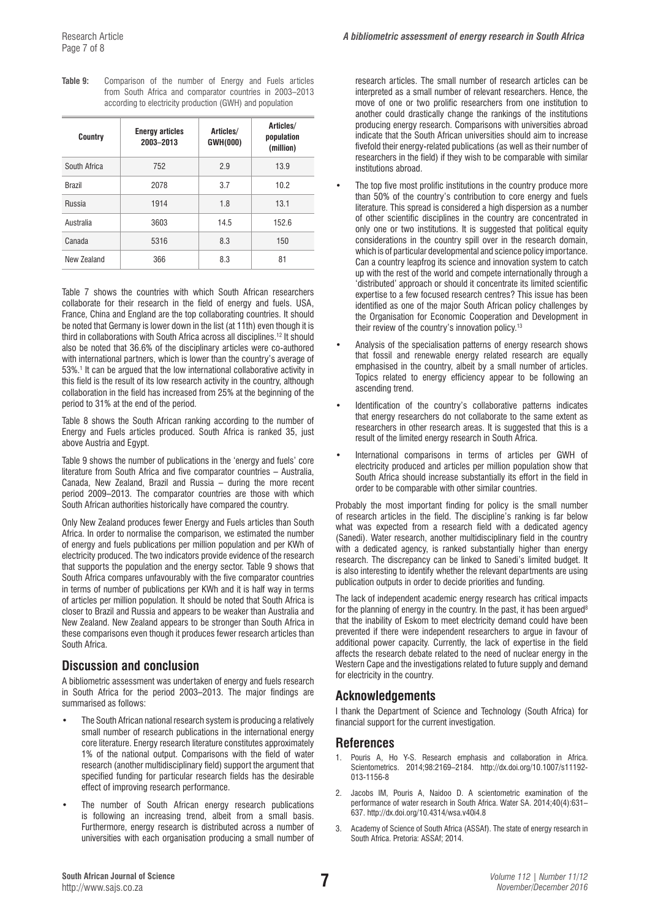**Table 9:** Comparison of the number of Energy and Fuels articles from South Africa and comparator countries in 2003–2013 according to electricity production (GWH) and population

| Country | Energy articles 2003–2013 | Articles/ GWH(000) | Articles/ population (million) |
| --- | --- | --- | --- |
| South Africa | 752 | 2.9 | 13.9 |
| Brazil | 2078 | 3.7 | 10.2 |
| Russia | 1914 | 1.8 | 13.1 |
| Australia | 3603 | 14.5 | 152.6 |
| Canada | 5316 | 8.3 | 150 |
| New Zealand | 366 | 8.3 | 81 |

Table 7 shows the countries with which South African researchers collaborate for their research in the field of energy and fuels. USA, France, China and England are the top collaborating countries. It should be noted that Germany is lower down in the list (at 11th) even though it is third in collaborations with South Africa across all disciplines.[12] It should also be noted that 36.6% of the disciplinary articles were co-authored with international partners, which is lower than the country's average of 53%.[1] It can be argued that the low international collaborative activity in this field is the result of its low research activity in the country, although collaboration in the field has increased from 25% at the beginning of the period to 31% at the end of the period.

Table 8 shows the South African ranking according to the number of Energy and Fuels articles produced. South Africa is ranked 35, just above Austria and Egypt.

Table 9 shows the number of publications in the 'energy and fuels' core literature from South Africa and five comparator countries – Australia, Canada, New Zealand, Brazil and Russia – during the more recent period 2009–2013. The comparator countries are those with which South African authorities historically have compared the country.

Only New Zealand produces fewer Energy and Fuels articles than South Africa. In order to normalise the comparison, we estimated the number of energy and fuels publications per million population and per KWh of electricity produced. The two indicators provide evidence of the research that supports the population and the energy sector. Table 9 shows that South Africa compares unfavourably with the five comparator countries in terms of number of publications per KWh and it is half way in terms of articles per million population. It should be noted that South Africa is closer to Brazil and Russia and appears to be weaker than Australia and New Zealand. New Zealand appears to be stronger than South Africa in these comparisons even though it produces fewer research articles than South Africa.

## Discussion and conclusion

A bibliometric assessment was undertaken of energy and fuels research in South Africa for the period 2003–2013. The major findings are summarised as follows:

- The South African national research system is producing a relatively small number of research publications in the international energy core literature. Energy research literature constitutes approximately 1% of the national output. Comparisons with the field of water research (another multidisciplinary field) support the argument that specified funding for particular research fields has the desirable effect of improving research performance.
- The number of South African energy research publications is following an increasing trend, albeit from a small basis. Furthermore, energy research is distributed across a number of universities with each organisation producing a small number of research articles. The small number of research articles can be interpreted as a small number of relevant researchers. Hence, the move of one or two prolific researchers from one institution to another could drastically change the rankings of the institutions producing energy research. Comparisons with universities abroad indicate that the South African universities should aim to increase fivefold their energy-related publications (as well as their number of researchers in the field) if they wish to be comparable with similar institutions abroad.
- The top five most prolific institutions in the country produce more than 50% of the country's contribution to core energy and fuels literature. This spread is considered a high dispersion as a number of other scientific disciplines in the country are concentrated in only one or two institutions. It is suggested that political equity considerations in the country spill over in the research domain, which is of particular developmental and science policy importance. Can a country leapfrog its science and innovation system to catch up with the rest of the world and compete internationally through a 'distributed' approach or should it concentrate its limited scientific expertise to a few focused research centres? This issue has been identified as one of the major South African policy challenges by the Organisation for Economic Cooperation and Development in their review of the country's innovation policy.[13]
- Analysis of the specialisation patterns of energy research shows that fossil and renewable energy related research are equally emphasised in the country, albeit by a small number of articles. Topics related to energy efficiency appear to be following an ascending trend.
- Identification of the country's collaborative patterns indicates that energy researchers do not collaborate to the same extent as researchers in other research areas. It is suggested that this is a result of the limited energy research in South Africa.
- International comparisons in terms of articles per GWH of electricity produced and articles per million population show that South Africa should increase substantially its effort in the field in order to be comparable with other similar countries.

Probably the most important finding for policy is the small number of research articles in the field. The discipline's ranking is far below what was expected from a research field with a dedicated agency (Sanedi). Water research, another multidisciplinary field in the country with a dedicated agency, is ranked substantially higher than energy research. The discrepancy can be linked to Sanedi's limited budget. It is also interesting to identify whether the relevant departments are using publication outputs in order to decide priorities and funding.

The lack of independent academic energy research has critical impacts for the planning of energy in the country. In the past, it has been argued[8] that the inability of Eskom to meet electricity demand could have been prevented if there were independent researchers to argue in favour of additional power capacity. Currently, the lack of expertise in the field affects the research debate related to the need of nuclear energy in the Western Cape and the investigations related to future supply and demand for electricity in the country.

## Acknowledgements

I thank the Department of Science and Technology (South Africa) for financial support for the current investigation.

## References

1. Pouris A, Ho Y-S. Research emphasis and collaboration in Africa. Scientometrics. 2014;98:2169–2184. http://dx.doi.org/10.1007/s11192-013-1156-8
2. Jacobs IM, Pouris A, Naidoo D. A scientometric examination of the performance of water research in South Africa. Water SA. 2014;40(4):631–637. http://dx.doi.org/10.4314/wsa.v40i4.8
3. Academy of Science of South Africa (ASSAf). The state of energy research in South Africa. Pretoria: ASSAf; 2014.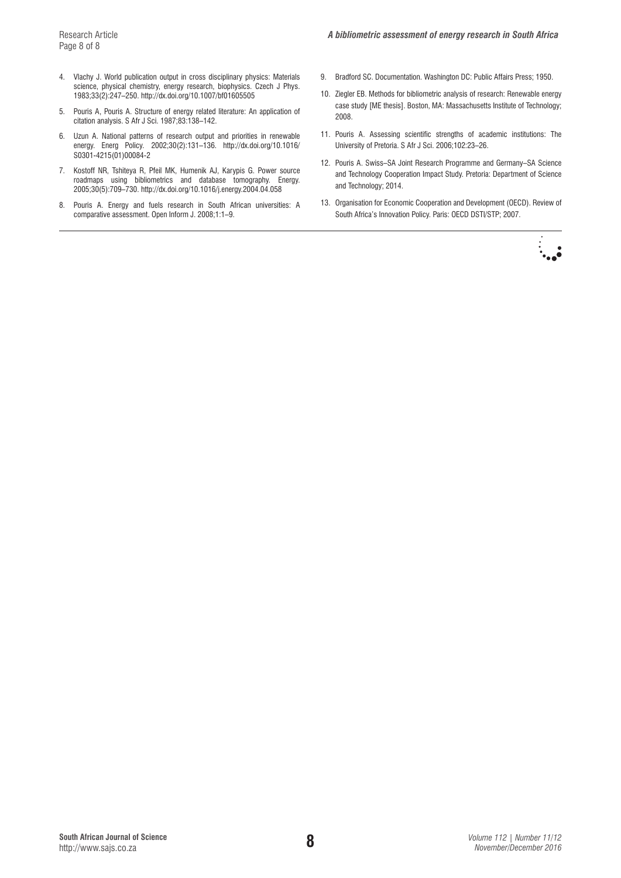4. Vlachy J. World publication output in cross disciplinary physics: Materials science, physical chemistry, energy research, biophysics. Czech J Phys. 1983;33(2):247–250. http://dx.doi.org/10.1007/bf01605505

5. Pouris A, Pouris A. Structure of energy related literature: An application of citation analysis. S Afr J Sci. 1987;83:138–142.

6. Uzun A. National patterns of research output and priorities in renewable energy. Energ Policy. 2002;30(2):131–136. http://dx.doi.org/10.1016/S0301-4215(01)00084-2

7. Kostoff NR, Tshiteya R, Pfeil MK, Humenik AJ, Karypis G. Power source roadmaps using bibliometrics and database tomography. Energy. 2005;30(5):709–730. http://dx.doi.org/10.1016/j.energy.2004.04.058

8. Pouris A. Energy and fuels research in South African universities: A comparative assessment. Open Inform J. 2008;1:1–9.

9. Bradford SC. Documentation. Washington DC: Public Affairs Press; 1950.

10. Ziegler EB. Methods for bibliometric analysis of research: Renewable energy case study [ME thesis]. Boston, MA: Massachusetts Institute of Technology; 2008.

11. Pouris A. Assessing scientific strengths of academic institutions: The University of Pretoria. S Afr J Sci. 2006;102:23–26.

12. Pouris A. Swiss–SA Joint Research Programme and Germany–SA Science and Technology Cooperation Impact Study. Pretoria: Department of Science and Technology; 2014.

13. Organisation for Economic Cooperation and Development (OECD). Review of South Africa's Innovation Policy. Paris: OECD DSTI/STP; 2007.